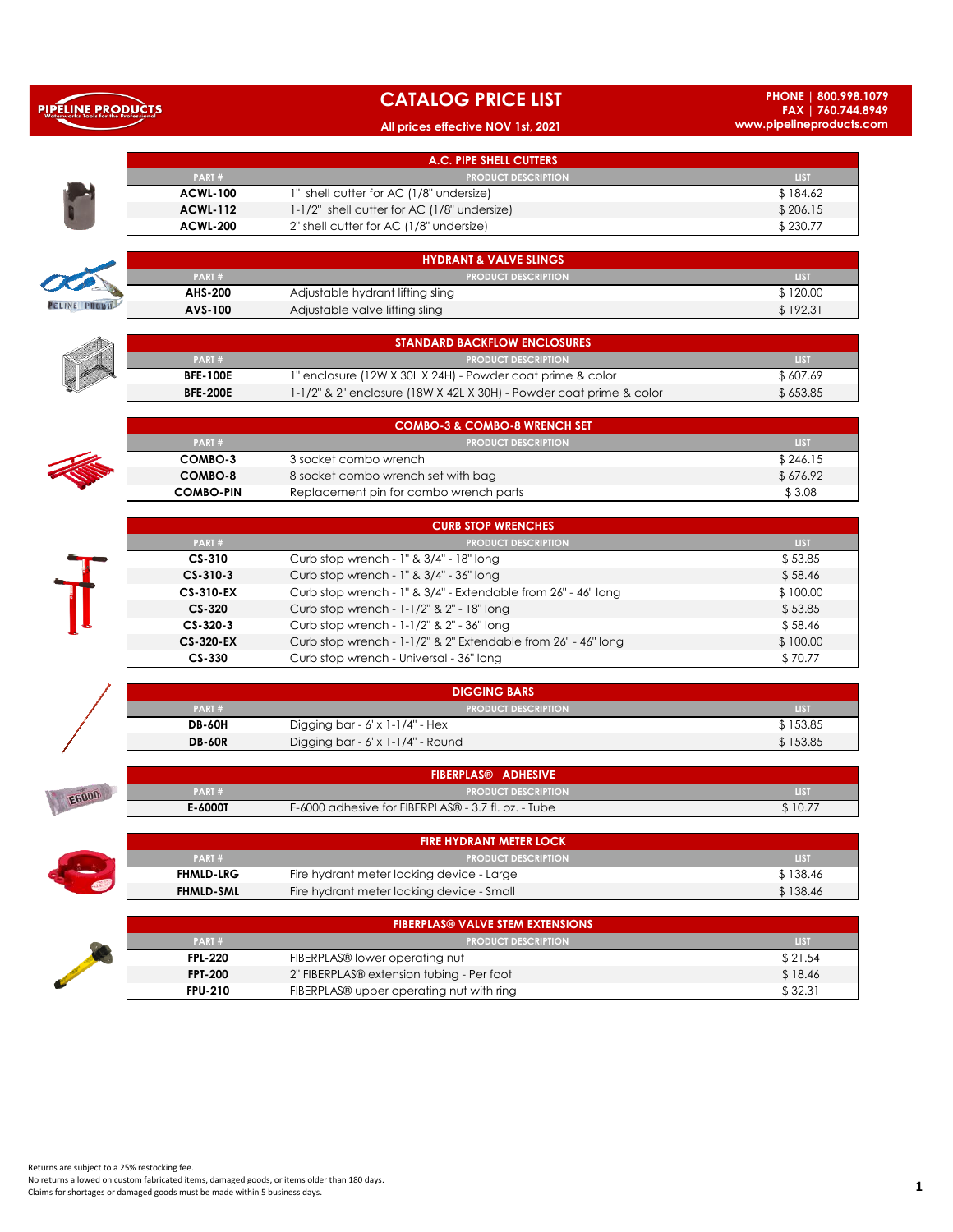# CATALOG PRICE LIST

All prices effective NOV 1st, 2021

PIPELINE PRODUCTS — Waterworks Tools for the Professional

PHONE | 800.998.1079
FAX | 760.744.8949
www.pipelineproducts.com

## A.C. PIPE SHELL CUTTERS

| PART # | PRODUCT DESCRIPTION | LIST |
|---|---|---|
| **ACWL-100** | 1" shell cutter for AC (1/8" undersize) | $ 184.62 |
| **ACWL-112** | 1-1/2" shell cutter for AC (1/8" undersize) | $ 206.15 |
| **ACWL-200** | 2" shell cutter for AC (1/8" undersize) | $ 230.77 |

## HYDRANT & VALVE SLINGS

| PART # | PRODUCT DESCRIPTION | LIST |
|---|---|---|
| **AHS-200** | Adjustable hydrant lifting sling | $ 120.00 |
| **AVS-100** | Adjustable valve lifting sling | $ 192.31 |

## STANDARD BACKFLOW ENCLOSURES

| PART # | PRODUCT DESCRIPTION | LIST |
|---|---|---|
| **BFE-100E** | 1" enclosure (12W X 30L X 24H) - Powder coat prime & color | $ 607.69 |
| **BFE-200E** | 1-1/2" & 2" enclosure (18W X 42L X 30H) - Powder coat prime & color | $ 653.85 |

## COMBO-3 & COMBO-8 WRENCH SET

| PART # | PRODUCT DESCRIPTION | LIST |
|---|---|---|
| **COMBO-3** | 3 socket combo wrench | $ 246.15 |
| **COMBO-8** | 8 socket combo wrench set with bag | $ 676.92 |
| **COMBO-PIN** | Replacement pin for combo wrench parts | $ 3.08 |

## CURB STOP WRENCHES

| PART # | PRODUCT DESCRIPTION | LIST |
|---|---|---|
| **CS-310** | Curb stop wrench - 1" & 3/4" - 18" long | $ 53.85 |
| **CS-310-3** | Curb stop wrench - 1" & 3/4" - 36" long | $ 58.46 |
| **CS-310-EX** | Curb stop wrench - 1" & 3/4" - Extendable from 26" - 46" long | $ 100.00 |
| **CS-320** | Curb stop wrench - 1-1/2" & 2" - 18" long | $ 53.85 |
| **CS-320-3** | Curb stop wrench - 1-1/2" & 2" - 36" long | $ 58.46 |
| **CS-320-EX** | Curb stop wrench - 1-1/2" & 2" Extendable from 26" - 46" long | $ 100.00 |
| **CS-330** | Curb stop wrench - Universal - 36" long | $ 70.77 |

## DIGGING BARS

| PART # | PRODUCT DESCRIPTION | LIST |
|---|---|---|
| **DB-60H** | Digging bar - 6' x 1-1/4" - Hex | $ 153.85 |
| **DB-60R** | Digging bar - 6' x 1-1/4" - Round | $ 153.85 |

## FIBERPLAS® ADHESIVE

| PART # | PRODUCT DESCRIPTION | LIST |
|---|---|---|
| **E-6000T** | E-6000 adhesive for FIBERPLAS® - 3.7 fl. oz. - Tube | $ 10.77 |

## FIRE HYDRANT METER LOCK

| PART # | PRODUCT DESCRIPTION | LIST |
|---|---|---|
| **FHMLD-LRG** | Fire hydrant meter locking device - Large | $ 138.46 |
| **FHMLD-SML** | Fire hydrant meter locking device - Small | $ 138.46 |

## FIBERPLAS® VALVE STEM EXTENSIONS

| PART # | PRODUCT DESCRIPTION | LIST |
|---|---|---|
| **FPL-220** | FIBERPLAS® lower operating nut | $ 21.54 |
| **FPT-200** | 2" FIBERPLAS® extension tubing - Per foot | $ 18.46 |
| **FPU-210** | FIBERPLAS® upper operating nut with ring | $ 32.31 |

Returns are subject to a 25% restocking fee.
No returns allowed on custom fabricated items, damaged goods, or items older than 180 days.
Claims for shortages or damaged goods must be made within 5 business days.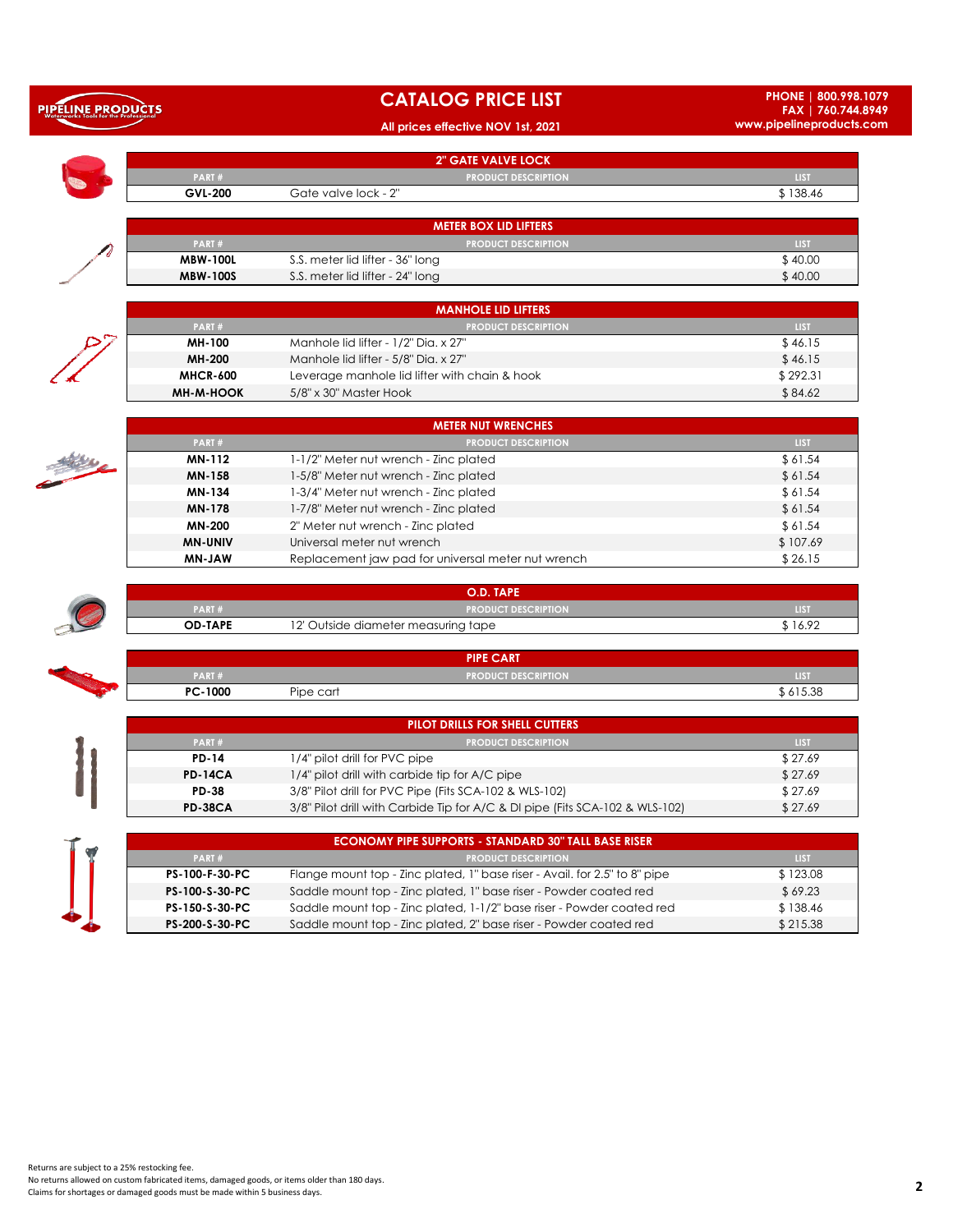# CATALOG PRICE LIST

All prices effective NOV 1st, 2021

PHONE | 800.998.1079
FAX | 760.744.8949
www.pipelineproducts.com

## 2" GATE VALVE LOCK

| PART # | PRODUCT DESCRIPTION | LIST |
|---|---|---|
| GVL-200 | Gate valve lock - 2" | $ 138.46 |

## METER BOX LID LIFTERS

| PART # | PRODUCT DESCRIPTION | LIST |
|---|---|---|
| MBW-100L | S.S. meter lid lifter - 36" long | $ 40.00 |
| MBW-100S | S.S. meter lid lifter - 24" long | $ 40.00 |

## MANHOLE LID LIFTERS

| PART # | PRODUCT DESCRIPTION | LIST |
|---|---|---|
| MH-100 | Manhole lid lifter - 1/2" Dia. x 27" | $ 46.15 |
| MH-200 | Manhole lid lifter - 5/8" Dia. x 27" | $ 46.15 |
| MHCR-600 | Leverage manhole lid lifter with chain & hook | $ 292.31 |
| MH-M-HOOK | 5/8" x 30" Master Hook | $ 84.62 |

## METER NUT WRENCHES

| PART # | PRODUCT DESCRIPTION | LIST |
|---|---|---|
| MN-112 | 1-1/2" Meter nut wrench - Zinc plated | $ 61.54 |
| MN-158 | 1-5/8" Meter nut wrench - Zinc plated | $ 61.54 |
| MN-134 | 1-3/4" Meter nut wrench - Zinc plated | $ 61.54 |
| MN-178 | 1-7/8" Meter nut wrench - Zinc plated | $ 61.54 |
| MN-200 | 2" Meter nut wrench - Zinc plated | $ 61.54 |
| MN-UNIV | Universal meter nut wrench | $ 107.69 |
| MN-JAW | Replacement jaw pad for universal meter nut wrench | $ 26.15 |

## O.D. TAPE

| PART # | PRODUCT DESCRIPTION | LIST |
|---|---|---|
| OD-TAPE | 12' Outside diameter measuring tape | $ 16.92 |

## PIPE CART

| PART # | PRODUCT DESCRIPTION | LIST |
|---|---|---|
| PC-1000 | Pipe cart | $ 615.38 |

## PILOT DRILLS FOR SHELL CUTTERS

| PART # | PRODUCT DESCRIPTION | LIST |
|---|---|---|
| PD-14 | 1/4" pilot drill for PVC pipe | $ 27.69 |
| PD-14CA | 1/4" pilot drill with carbide tip for A/C pipe | $ 27.69 |
| PD-38 | 3/8" Pilot drill for PVC Pipe (Fits SCA-102 & WLS-102) | $ 27.69 |
| PD-38CA | 3/8" Pilot drill with Carbide Tip for A/C & DI pipe (Fits SCA-102 & WLS-102) | $ 27.69 |

## ECONOMY PIPE SUPPORTS - STANDARD 30" TALL BASE RISER

| PART # | PRODUCT DESCRIPTION | LIST |
|---|---|---|
| PS-100-F-30-PC | Flange mount top - Zinc plated, 1" base riser - Avail. for 2.5" to 8" pipe | $ 123.08 |
| PS-100-S-30-PC | Saddle mount top - Zinc plated, 1" base riser - Powder coated red | $ 69.23 |
| PS-150-S-30-PC | Saddle mount top - Zinc plated, 1-1/2" base riser - Powder coated red | $ 138.46 |
| PS-200-S-30-PC | Saddle mount top - Zinc plated, 2" base riser - Powder coated red | $ 215.38 |

Returns are subject to a 25% restocking fee.
No returns allowed on custom fabricated items, damaged goods, or items older than 180 days.
Claims for shortages or damaged goods must be made within 5 business days.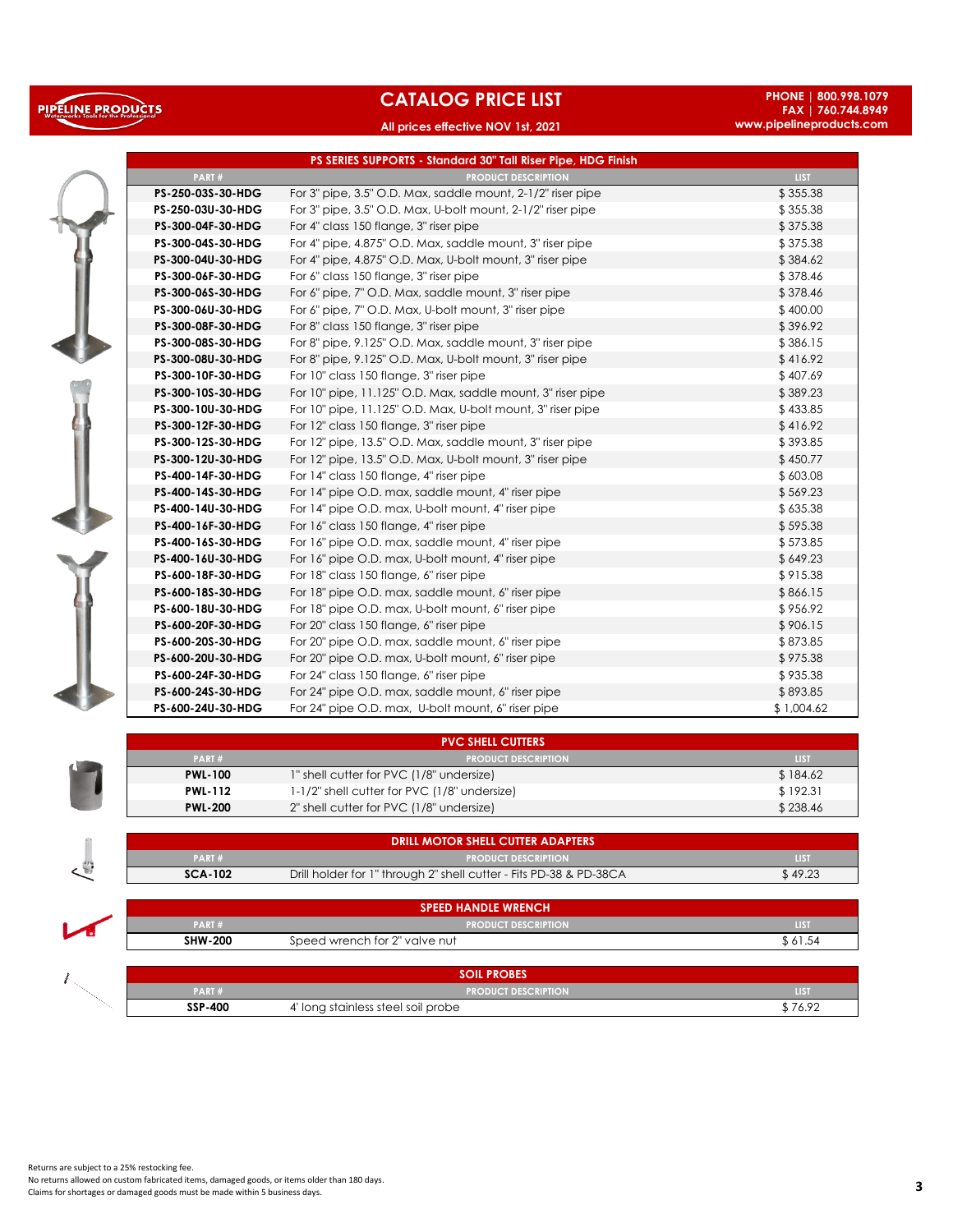# CATALOG PRICE LIST

All prices effective NOV 1st, 2021

PHONE | 800.998.1079
FAX | 760.744.8949
www.pipelineproducts.com

## PS SERIES SUPPORTS - Standard 30" Tall Riser Pipe, HDG Finish

| PART # | PRODUCT DESCRIPTION | LIST |
|---|---|---|
| **PS-250-03S-30-HDG** | For 3" pipe, 3.5" O.D. Max, saddle mount, 2-1/2" riser pipe | $ 355.38 |
| **PS-250-03U-30-HDG** | For 3" pipe, 3.5" O.D. Max, U-bolt mount, 2-1/2" riser pipe | $ 355.38 |
| **PS-300-04F-30-HDG** | For 4" class 150 flange, 3" riser pipe | $ 375.38 |
| **PS-300-04S-30-HDG** | For 4" pipe, 4.875" O.D. Max, saddle mount, 3" riser pipe | $ 375.38 |
| **PS-300-04U-30-HDG** | For 4" pipe, 4.875" O.D. Max, U-bolt mount, 3" riser pipe | $ 384.62 |
| **PS-300-06F-30-HDG** | For 6" class 150 flange, 3" riser pipe | $ 378.46 |
| **PS-300-06S-30-HDG** | For 6" pipe, 7" O.D. Max, saddle mount, 3" riser pipe | $ 378.46 |
| **PS-300-06U-30-HDG** | For 6" pipe, 7" O.D. Max, U-bolt mount, 3" riser pipe | $ 400.00 |
| **PS-300-08F-30-HDG** | For 8" class 150 flange, 3" riser pipe | $ 396.92 |
| **PS-300-08S-30-HDG** | For 8" pipe, 9.125" O.D. Max, saddle mount, 3" riser pipe | $ 386.15 |
| **PS-300-08U-30-HDG** | For 8" pipe, 9.125" O.D. Max, U-bolt mount, 3" riser pipe | $ 416.92 |
| **PS-300-10F-30-HDG** | For 10" class 150 flange, 3" riser pipe | $ 407.69 |
| **PS-300-10S-30-HDG** | For 10" pipe, 11.125" O.D. Max, saddle mount, 3" riser pipe | $ 389.23 |
| **PS-300-10U-30-HDG** | For 10" pipe, 11.125" O.D. Max, U-bolt mount, 3" riser pipe | $ 433.85 |
| **PS-300-12F-30-HDG** | For 12" class 150 flange, 3" riser pipe | $ 416.92 |
| **PS-300-12S-30-HDG** | For 12" pipe, 13.5" O.D. Max, saddle mount, 3" riser pipe | $ 393.85 |
| **PS-300-12U-30-HDG** | For 12" pipe, 13.5" O.D. Max, U-bolt mount, 3" riser pipe | $ 450.77 |
| **PS-400-14F-30-HDG** | For 14" class 150 flange, 4" riser pipe | $ 603.08 |
| **PS-400-14S-30-HDG** | For 14" pipe O.D. max, saddle mount, 4" riser pipe | $ 569.23 |
| **PS-400-14U-30-HDG** | For 14" pipe O.D. max, U-bolt mount, 4" riser pipe | $ 635.38 |
| **PS-400-16F-30-HDG** | For 16" class 150 flange, 4" riser pipe | $ 595.38 |
| **PS-400-16S-30-HDG** | For 16" pipe O.D. max, saddle mount, 4" riser pipe | $ 573.85 |
| **PS-400-16U-30-HDG** | For 16" pipe O.D. max, U-bolt mount, 4" riser pipe | $ 649.23 |
| **PS-600-18F-30-HDG** | For 18" class 150 flange, 6" riser pipe | $ 915.38 |
| **PS-600-18S-30-HDG** | For 18" pipe O.D. max, saddle mount, 6" riser pipe | $ 866.15 |
| **PS-600-18U-30-HDG** | For 18" pipe O.D. max, U-bolt mount, 6" riser pipe | $ 956.92 |
| **PS-600-20F-30-HDG** | For 20" class 150 flange, 6" riser pipe | $ 906.15 |
| **PS-600-20S-30-HDG** | For 20" pipe O.D. max, saddle mount, 6" riser pipe | $ 873.85 |
| **PS-600-20U-30-HDG** | For 20" pipe O.D. max, U-bolt mount, 6" riser pipe | $ 975.38 |
| **PS-600-24F-30-HDG** | For 24" class 150 flange, 6" riser pipe | $ 935.38 |
| **PS-600-24S-30-HDG** | For 24" pipe O.D. max, saddle mount, 6" riser pipe | $ 893.85 |
| **PS-600-24U-30-HDG** | For 24" pipe O.D. max, U-bolt mount, 6" riser pipe | $ 1,004.62 |

## PVC SHELL CUTTERS

| PART # | PRODUCT DESCRIPTION | LIST |
|---|---|---|
| **PWL-100** | 1" shell cutter for PVC (1/8" undersize) | $ 184.62 |
| **PWL-112** | 1-1/2" shell cutter for PVC (1/8" undersize) | $ 192.31 |
| **PWL-200** | 2" shell cutter for PVC (1/8" undersize) | $ 238.46 |

## DRILL MOTOR SHELL CUTTER ADAPTERS

| PART # | PRODUCT DESCRIPTION | LIST |
|---|---|---|
| **SCA-102** | Drill holder for 1" through 2" shell cutter - Fits PD-38 & PD-38CA | $ 49.23 |

## SPEED HANDLE WRENCH

| PART # | PRODUCT DESCRIPTION | LIST |
|---|---|---|
| **SHW-200** | Speed wrench for 2" valve nut | $ 61.54 |

## SOIL PROBES

| PART # | PRODUCT DESCRIPTION | LIST |
|---|---|---|
| **SSP-400** | 4' long stainless steel soil probe | $ 76.92 |

Returns are subject to a 25% restocking fee.
No returns allowed on custom fabricated items, damaged goods, or items older than 180 days.
Claims for shortages or damaged goods must be made within 5 business days.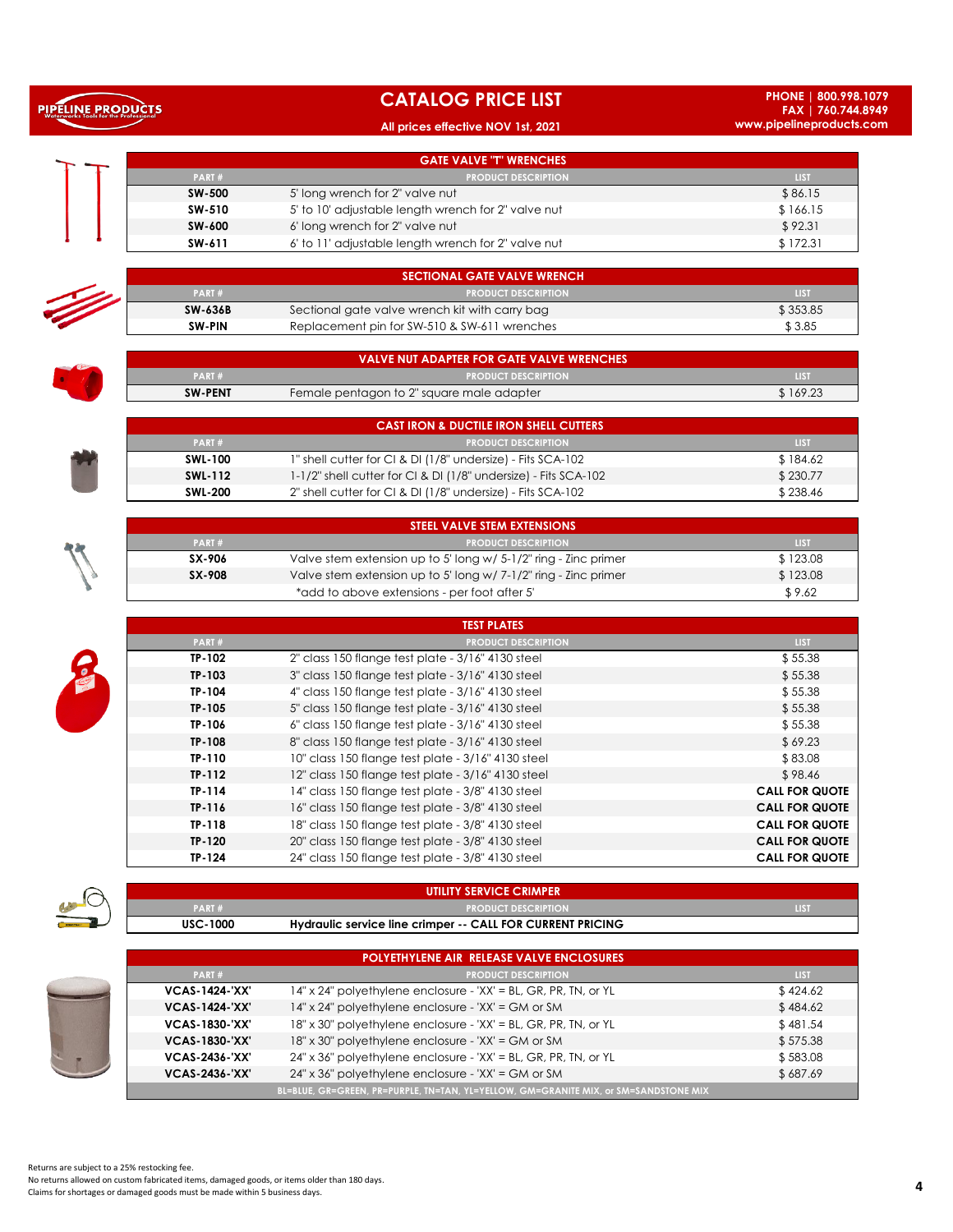# CATALOG PRICE LIST

All prices effective NOV 1st, 2021

PHONE | 800.998.1079
FAX | 760.744.8949
www.pipelineproducts.com

## GATE VALVE "T" WRENCHES

| PART # | PRODUCT DESCRIPTION | LIST |
|---|---|---|
| SW-500 | 5' long wrench for 2" valve nut | $ 86.15 |
| SW-510 | 5' to 10' adjustable length wrench for 2" valve nut | $ 166.15 |
| SW-600 | 6' long wrench for 2" valve nut | $ 92.31 |
| SW-611 | 6' to 11' adjustable length wrench for 2" valve nut | $ 172.31 |

## SECTIONAL GATE VALVE WRENCH

| PART # | PRODUCT DESCRIPTION | LIST |
|---|---|---|
| SW-636B | Sectional gate valve wrench kit with carry bag | $ 353.85 |
| SW-PIN | Replacement pin for SW-510 & SW-611 wrenches | $ 3.85 |

## VALVE NUT ADAPTER FOR GATE VALVE WRENCHES

| PART # | PRODUCT DESCRIPTION | LIST |
|---|---|---|
| SW-PENT | Female pentagon to 2" square male adapter | $ 169.23 |

## CAST IRON & DUCTILE IRON SHELL CUTTERS

| PART # | PRODUCT DESCRIPTION | LIST |
|---|---|---|
| SWL-100 | 1" shell cutter for CI & DI (1/8" undersize) - Fits SCA-102 | $ 184.62 |
| SWL-112 | 1-1/2" shell cutter for CI & DI (1/8" undersize) - Fits SCA-102 | $ 230.77 |
| SWL-200 | 2" shell cutter for CI & DI (1/8" undersize) - Fits SCA-102 | $ 238.46 |

## STEEL VALVE STEM EXTENSIONS

| PART # | PRODUCT DESCRIPTION | LIST |
|---|---|---|
| SX-906 | Valve stem extension up to 5' long w/ 5-1/2" ring - Zinc primer | $ 123.08 |
| SX-908 | Valve stem extension up to 5' long w/ 7-1/2" ring - Zinc primer | $ 123.08 |
| | *add to above extensions - per foot after 5' | $ 9.62 |

## TEST PLATES

| PART # | PRODUCT DESCRIPTION | LIST |
|---|---|---|
| TP-102 | 2" class 150 flange test plate - 3/16" 4130 steel | $ 55.38 |
| TP-103 | 3" class 150 flange test plate - 3/16" 4130 steel | $ 55.38 |
| TP-104 | 4" class 150 flange test plate - 3/16" 4130 steel | $ 55.38 |
| TP-105 | 5" class 150 flange test plate - 3/16" 4130 steel | $ 55.38 |
| TP-106 | 6" class 150 flange test plate - 3/16" 4130 steel | $ 55.38 |
| TP-108 | 8" class 150 flange test plate - 3/16" 4130 steel | $ 69.23 |
| TP-110 | 10" class 150 flange test plate - 3/16" 4130 steel | $ 83.08 |
| TP-112 | 12" class 150 flange test plate - 3/16" 4130 steel | $ 98.46 |
| TP-114 | 14" class 150 flange test plate - 3/8" 4130 steel | CALL FOR QUOTE |
| TP-116 | 16" class 150 flange test plate - 3/8" 4130 steel | CALL FOR QUOTE |
| TP-118 | 18" class 150 flange test plate - 3/8" 4130 steel | CALL FOR QUOTE |
| TP-120 | 20" class 150 flange test plate - 3/8" 4130 steel | CALL FOR QUOTE |
| TP-124 | 24" class 150 flange test plate - 3/8" 4130 steel | CALL FOR QUOTE |

## UTILITY SERVICE CRIMPER

| PART # | PRODUCT DESCRIPTION | LIST |
|---|---|---|
| USC-1000 | **Hydraulic service line crimper -- CALL FOR CURRENT PRICING** | |

## POLYETHYLENE AIR RELEASE VALVE ENCLOSURES

| PART # | PRODUCT DESCRIPTION | LIST |
|---|---|---|
| VCAS-1424-'XX' | 14" x 24" polyethylene enclosure - 'XX' = BL, GR, PR, TN, or YL | $ 424.62 |
| VCAS-1424-'XX' | 14" x 24" polyethylene enclosure - 'XX' = GM or SM | $ 484.62 |
| VCAS-1830-'XX' | 18" x 30" polyethylene enclosure - 'XX' = BL, GR, PR, TN, or YL | $ 481.54 |
| VCAS-1830-'XX' | 18" x 30" polyethylene enclosure - 'XX' = GM or SM | $ 575.38 |
| VCAS-2436-'XX' | 24" x 36" polyethylene enclosure - 'XX' = BL, GR, PR, TN, or YL | $ 583.08 |
| VCAS-2436-'XX' | 24" x 36" polyethylene enclosure - 'XX' = GM or SM | $ 687.69 |

BL=BLUE, GR=GREEN, PR=PURPLE, TN=TAN, YL=YELLOW, GM=GRANITE MIX, or SM=SANDSTONE MIX

Returns are subject to a 25% restocking fee.
No returns allowed on custom fabricated items, damaged goods, or items older than 180 days.
Claims for shortages or damaged goods must be made within 5 business days.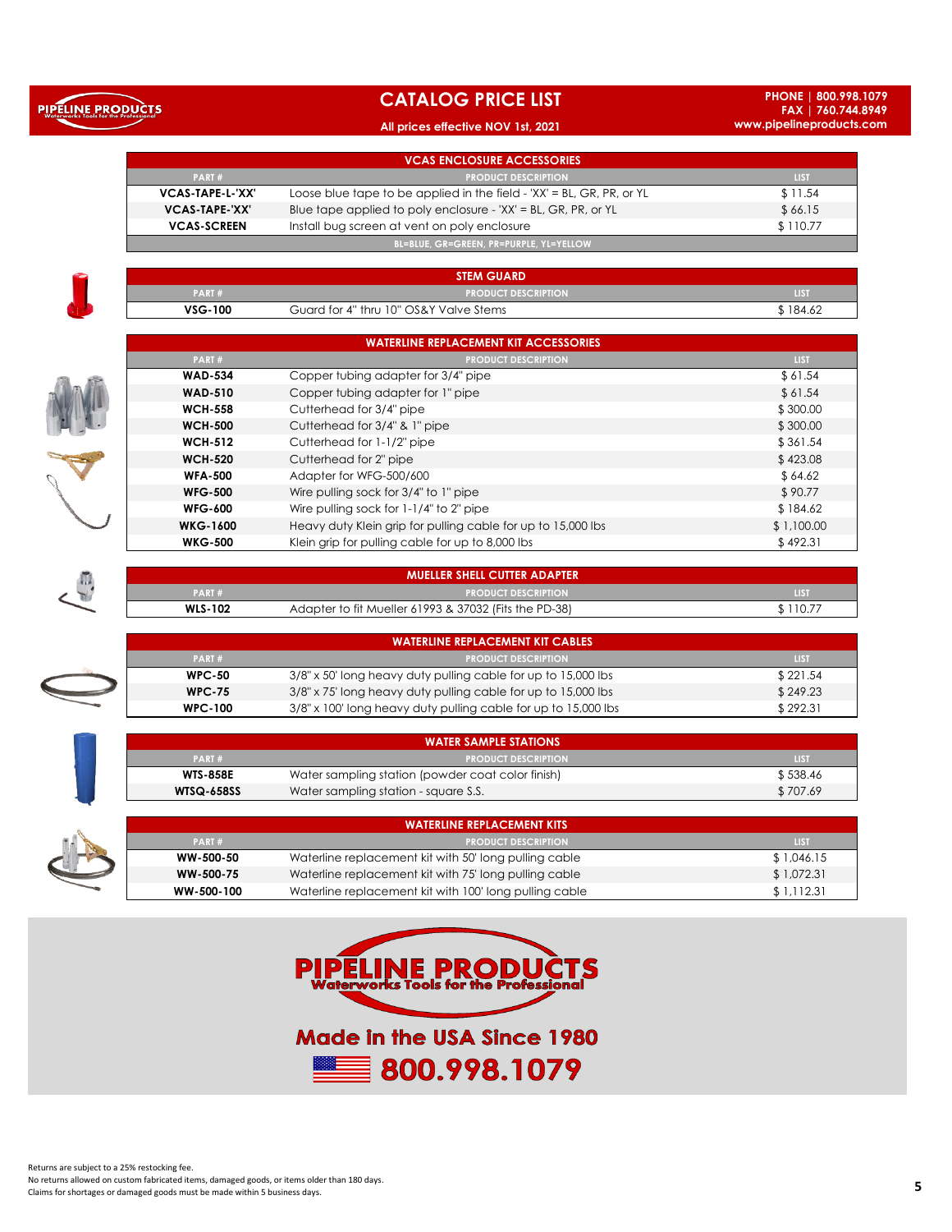# CATALOG PRICE LIST

All prices effective NOV 1st, 2021

PHONE | 800.998.1079
FAX | 760.744.8949
www.pipelineproducts.com

## VCAS ENCLOSURE ACCESSORIES

| PART # | PRODUCT DESCRIPTION | LIST |
|---|---|---|
| **VCAS-TAPE-L-'XX'** | Loose blue tape to be applied in the field - 'XX' = BL, GR, PR, or YL | $ 11.54 |
| **VCAS-TAPE-'XX'** | Blue tape applied to poly enclosure - 'XX' = BL, GR, PR, or YL | $ 66.15 |
| **VCAS-SCREEN** | Install bug screen at vent on poly enclosure | $ 110.77 |

BL=BLUE, GR=GREEN, PR=PURPLE, YL=YELLOW

## STEM GUARD

| PART # | PRODUCT DESCRIPTION | LIST |
|---|---|---|
| **VSG-100** | Guard for 4" thru 10" OS&Y Valve Stems | $ 184.62 |

## WATERLINE REPLACEMENT KIT ACCESSORIES

| PART # | PRODUCT DESCRIPTION | LIST |
|---|---|---|
| **WAD-534** | Copper tubing adapter for 3/4" pipe | $ 61.54 |
| **WAD-510** | Copper tubing adapter for 1" pipe | $ 61.54 |
| **WCH-558** | Cutterhead for 3/4" pipe | $ 300.00 |
| **WCH-500** | Cutterhead for 3/4" & 1" pipe | $ 300.00 |
| **WCH-512** | Cutterhead for 1-1/2" pipe | $ 361.54 |
| **WCH-520** | Cutterhead for 2" pipe | $ 423.08 |
| **WFA-500** | Adapter for WFG-500/600 | $ 64.62 |
| **WFG-500** | Wire pulling sock for 3/4" to 1" pipe | $ 90.77 |
| **WFG-600** | Wire pulling sock for 1-1/4" to 2" pipe | $ 184.62 |
| **WKG-1600** | Heavy duty Klein grip for pulling cable for up to 15,000 lbs | $ 1,100.00 |
| **WKG-500** | Klein grip for pulling cable for up to 8,000 lbs | $ 492.31 |

## MUELLER SHELL CUTTER ADAPTER

| PART # | PRODUCT DESCRIPTION | LIST |
|---|---|---|
| **WLS-102** | Adapter to fit Mueller 61993 & 37032 (Fits the PD-38) | $ 110.77 |

## WATERLINE REPLACEMENT KIT CABLES

| PART # | PRODUCT DESCRIPTION | LIST |
|---|---|---|
| **WPC-50** | 3/8" x 50' long heavy duty pulling cable for up to 15,000 lbs | $ 221.54 |
| **WPC-75** | 3/8" x 75' long heavy duty pulling cable for up to 15,000 lbs | $ 249.23 |
| **WPC-100** | 3/8" x 100' long heavy duty pulling cable for up to 15,000 lbs | $ 292.31 |

## WATER SAMPLE STATIONS

| PART # | PRODUCT DESCRIPTION | LIST |
|---|---|---|
| **WTS-858E** | Water sampling station (powder coat color finish) | $ 538.46 |
| **WTSQ-658SS** | Water sampling station - square S.S. | $ 707.69 |

## WATERLINE REPLACEMENT KITS

| PART # | PRODUCT DESCRIPTION | LIST |
|---|---|---|
| **WW-500-50** | Waterline replacement kit with 50' long pulling cable | $ 1,046.15 |
| **WW-500-75** | Waterline replacement kit with 75' long pulling cable | $ 1,072.31 |
| **WW-500-100** | Waterline replacement kit with 100' long pulling cable | $ 1,112.31 |

PIPELINE PRODUCTS
Waterworks Tools for the Professional

Made in the USA Since 1980

800.998.1079

Returns are subject to a 25% restocking fee.
No returns allowed on custom fabricated items, damaged goods, or items older than 180 days.
Claims for shortages or damaged goods must be made within 5 business days.